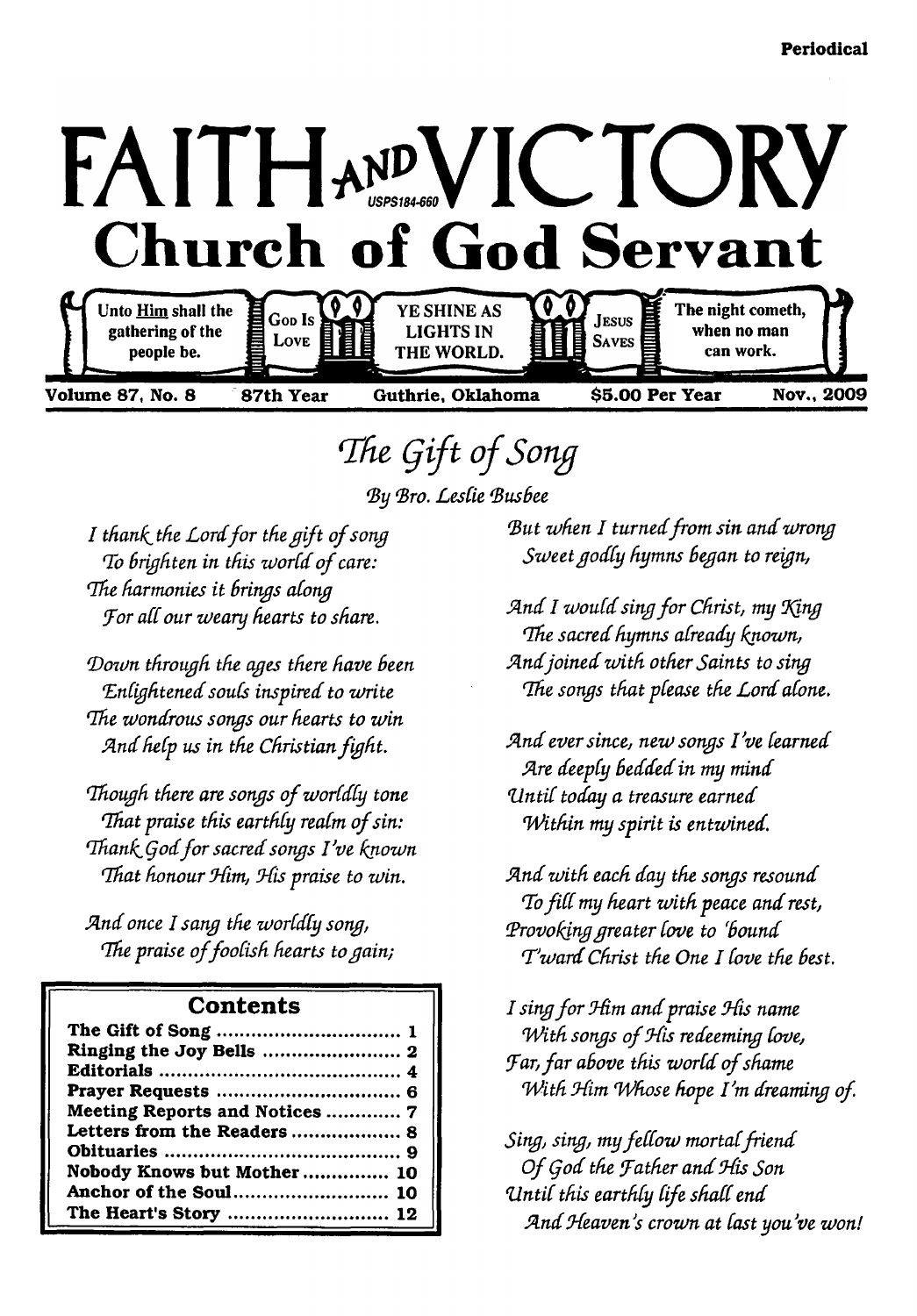Periodical

# FAITH AND VICTORY

USPS184-660

## Church of God Servant

Unto Him shall the gathering of the people be. | GOD IS LOVE | YE SHINE AS LIGHTS IN THE WORLD. | JESUS SAVES | The night cometh, when no man can work.

**Volume 87, No. 8 | 87th Year | Guthrie, Oklahoma | $5.00 Per Year | Nov., 2009**

## *The Gift of Song*

*By Bro. Leslie Busbee*

*I thank the Lord for the gift of song*
*To brighten in this world of care:*
*The harmonies it brings along*
*For all our weary hearts to share.*

*Down through the ages there have been*
*Enlightened souls inspired to write*
*The wondrous songs our hearts to win*
*And help us in the Christian fight.*

*Though there are songs of worldly tone*
*That praise this earthly realm of sin:*
*Thank God for sacred songs I've known*
*That honour Him, His praise to win.*

*And once I sang the worldly song,*
*The praise of foolish hearts to gain;*
*But when I turned from sin and wrong*
*Sweet godly hymns began to reign,*

*And I would sing for Christ, my King*
*The sacred hymns already known,*
*And joined with other Saints to sing*
*The songs that please the Lord alone.*

*And ever since, new songs I've learned*
*Are deeply bedded in my mind*
*Until today a treasure earned*
*Within my spirit is entwined.*

*And with each day the songs resound*
*To fill my heart with peace and rest,*
*Provoking greater love to 'bound*
*T'ward Christ the One I love the best.*

*I sing for Him and praise His name*
*With songs of His redeeming love,*
*Far, far above this world of shame*
*With Him Whose hope I'm dreaming of.*

*Sing, sing, my fellow mortal friend*
*Of God the Father and His Son*
*Until this earthly life shall end*
*And Heaven's crown at last you've won!*

### Contents

| | |
|---|---|
| The Gift of Song | 1 |
| Ringing the Joy Bells | 2 |
| Editorials | 4 |
| Prayer Requests | 6 |
| Meeting Reports and Notices | 7 |
| Letters from the Readers | 8 |
| Obituaries | 9 |
| Nobody Knows but Mother | 10 |
| Anchor of the Soul | 10 |
| The Heart's Story | 12 |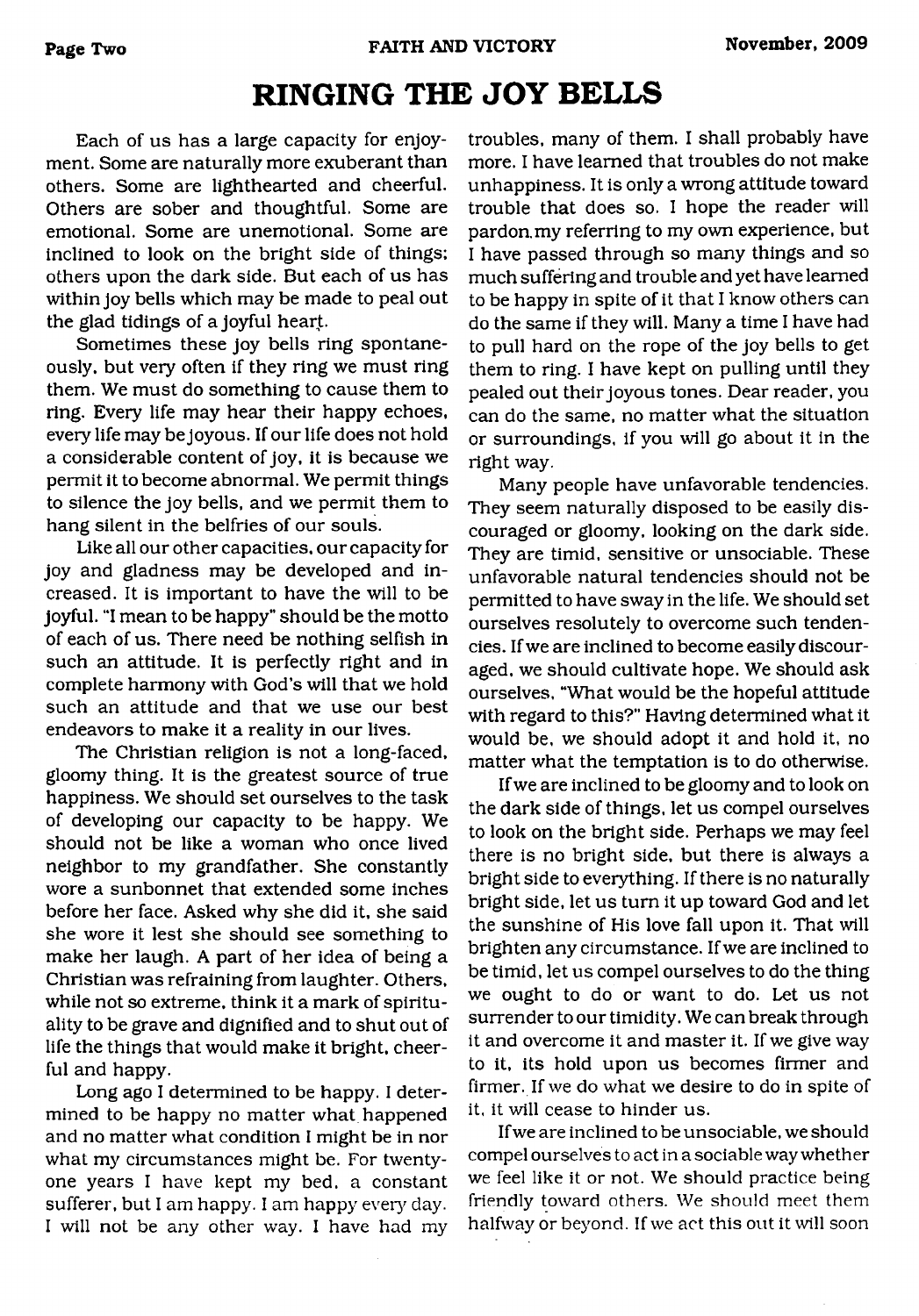# RINGING THE JOY BELLS

Each of us has a large capacity for enjoyment. Some are naturally more exuberant than others. Some are lighthearted and cheerful. Others are sober and thoughtful. Some are emotional. Some are unemotional. Some are inclined to look on the bright side of things; others upon the dark side. But each of us has within joy bells which may be made to peal out the glad tidings of a joyful heart.

Sometimes these joy bells ring spontaneously, but very often if they ring we must ring them. We must do something to cause them to ring. Every life may hear their happy echoes, every life may be joyous. If our life does not hold a considerable content of joy, it is because we permit it to become abnormal. We permit things to silence the joy bells, and we permit them to hang silent in the belfries of our souls.

Like all our other capacities, our capacity for joy and gladness may be developed and increased. It is important to have the will to be joyful. "I mean to be happy" should be the motto of each of us. There need be nothing selfish in such an attitude. It is perfectly right and in complete harmony with God's will that we hold such an attitude and that we use our best endeavors to make it a reality in our lives.

The Christian religion is not a long-faced, gloomy thing. It is the greatest source of true happiness. We should set ourselves to the task of developing our capacity to be happy. We should not be like a woman who once lived neighbor to my grandfather. She constantly wore a sunbonnet that extended some inches before her face. Asked why she did it, she said she wore it lest she should see something to make her laugh. A part of her idea of being a Christian was refraining from laughter. Others, while not so extreme, think it a mark of spirituality to be grave and dignified and to shut out of life the things that would make it bright, cheerful and happy.

Long ago I determined to be happy. I determined to be happy no matter what happened and no matter what condition I might be in nor what my circumstances might be. For twenty-one years I have kept my bed, a constant sufferer, but I am happy. I am happy every day. I will not be any other way. I have had my troubles, many of them. I shall probably have more. I have learned that troubles do not make unhappiness. It is only a wrong attitude toward trouble that does so. I hope the reader will pardon my referring to my own experience, but I have passed through so many things and so much suffering and trouble and yet have learned to be happy in spite of it that I know others can do the same if they will. Many a time I have had to pull hard on the rope of the joy bells to get them to ring. I have kept on pulling until they pealed out their joyous tones. Dear reader, you can do the same, no matter what the situation or surroundings, if you will go about it in the right way.

Many people have unfavorable tendencies. They seem naturally disposed to be easily discouraged or gloomy, looking on the dark side. They are timid, sensitive or unsociable. These unfavorable natural tendencies should not be permitted to have sway in the life. We should set ourselves resolutely to overcome such tendencies. If we are inclined to become easily discouraged, we should cultivate hope. We should ask ourselves, "What would be the hopeful attitude with regard to this?" Having determined what it would be, we should adopt it and hold it, no matter what the temptation is to do otherwise.

If we are inclined to be gloomy and to look on the dark side of things, let us compel ourselves to look on the bright side. Perhaps we may feel there is no bright side, but there is always a bright side to everything. If there is no naturally bright side, let us turn it up toward God and let the sunshine of His love fall upon it. That will brighten any circumstance. If we are inclined to be timid, let us compel ourselves to do the thing we ought to do or want to do. Let us not surrender to our timidity. We can break through it and overcome it and master it. If we give way to it, its hold upon us becomes firmer and firmer. If we do what we desire to do in spite of it, it will cease to hinder us.

If we are inclined to be unsociable, we should compel ourselves to act in a sociable way whether we feel like it or not. We should practice being friendly toward others. We should meet them halfway or beyond. If we act this out it will soon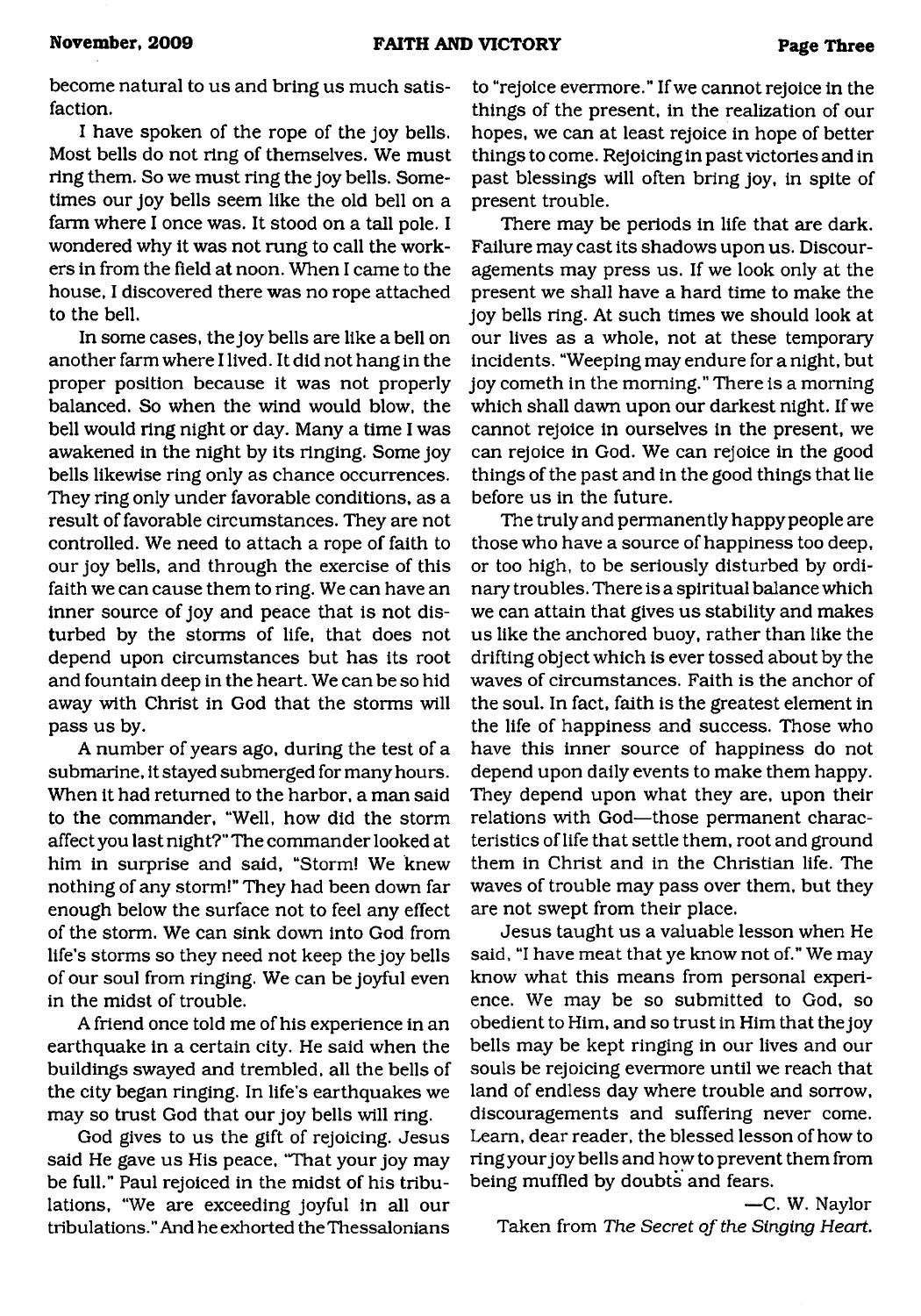become natural to us and bring us much satisfaction.

I have spoken of the rope of the joy bells. Most bells do not ring of themselves. We must ring them. So we must ring the joy bells. Sometimes our joy bells seem like the old bell on a farm where I once was. It stood on a tall pole. I wondered why it was not rung to call the workers in from the field at noon. When I came to the house, I discovered there was no rope attached to the bell.

In some cases, the joy bells are like a bell on another farm where I lived. It did not hang in the proper position because it was not properly balanced. So when the wind would blow, the bell would ring night or day. Many a time I was awakened in the night by its ringing. Some joy bells likewise ring only as chance occurrences. They ring only under favorable conditions, as a result of favorable circumstances. They are not controlled. We need to attach a rope of faith to our joy bells, and through the exercise of this faith we can cause them to ring. We can have an inner source of joy and peace that is not disturbed by the storms of life, that does not depend upon circumstances but has its root and fountain deep in the heart. We can be so hid away with Christ in God that the storms will pass us by.

A number of years ago, during the test of a submarine, it stayed submerged for many hours. When it had returned to the harbor, a man said to the commander, "Well, how did the storm affect you last night?" The commander looked at him in surprise and said, "Storm! We knew nothing of any storm!" They had been down far enough below the surface not to feel any effect of the storm. We can sink down into God from life's storms so they need not keep the joy bells of our soul from ringing. We can be joyful even in the midst of trouble.

A friend once told me of his experience in an earthquake in a certain city. He said when the buildings swayed and trembled, all the bells of the city began ringing. In life's earthquakes we may so trust God that our joy bells will ring.

God gives to us the gift of rejoicing. Jesus said He gave us His peace, "That your joy may be full." Paul rejoiced in the midst of his tribulations, "We are exceeding joyful in all our tribulations." And he exhorted the Thessalonians to "rejoice evermore." If we cannot rejoice in the things of the present, in the realization of our hopes, we can at least rejoice in hope of better things to come. Rejoicing in past victories and in past blessings will often bring joy, in spite of present trouble.

There may be periods in life that are dark. Failure may cast its shadows upon us. Discouragements may press us. If we look only at the present we shall have a hard time to make the joy bells ring. At such times we should look at our lives as a whole, not at these temporary incidents. "Weeping may endure for a night, but joy cometh in the morning." There is a morning which shall dawn upon our darkest night. If we cannot rejoice in ourselves in the present, we can rejoice in God. We can rejoice in the good things of the past and in the good things that lie before us in the future.

The truly and permanently happy people are those who have a source of happiness too deep, or too high, to be seriously disturbed by ordinary troubles. There is a spiritual balance which we can attain that gives us stability and makes us like the anchored buoy, rather than like the drifting object which is ever tossed about by the waves of circumstances. Faith is the anchor of the soul. In fact, faith is the greatest element in the life of happiness and success. Those who have this inner source of happiness do not depend upon daily events to make them happy. They depend upon what they are, upon their relations with God—those permanent characteristics of life that settle them, root and ground them in Christ and in the Christian life. The waves of trouble may pass over them, but they are not swept from their place.

Jesus taught us a valuable lesson when He said, "I have meat that ye know not of." We may know what this means from personal experience. We may be so submitted to God, so obedient to Him, and so trust in Him that the joy bells may be kept ringing in our lives and our souls be rejoicing evermore until we reach that land of endless day where trouble and sorrow, discouragements and suffering never come. Learn, dear reader, the blessed lesson of how to ring your joy bells and how to prevent them from being muffled by doubts and fears.

—C. W. Naylor

Taken from *The Secret of the Singing Heart.*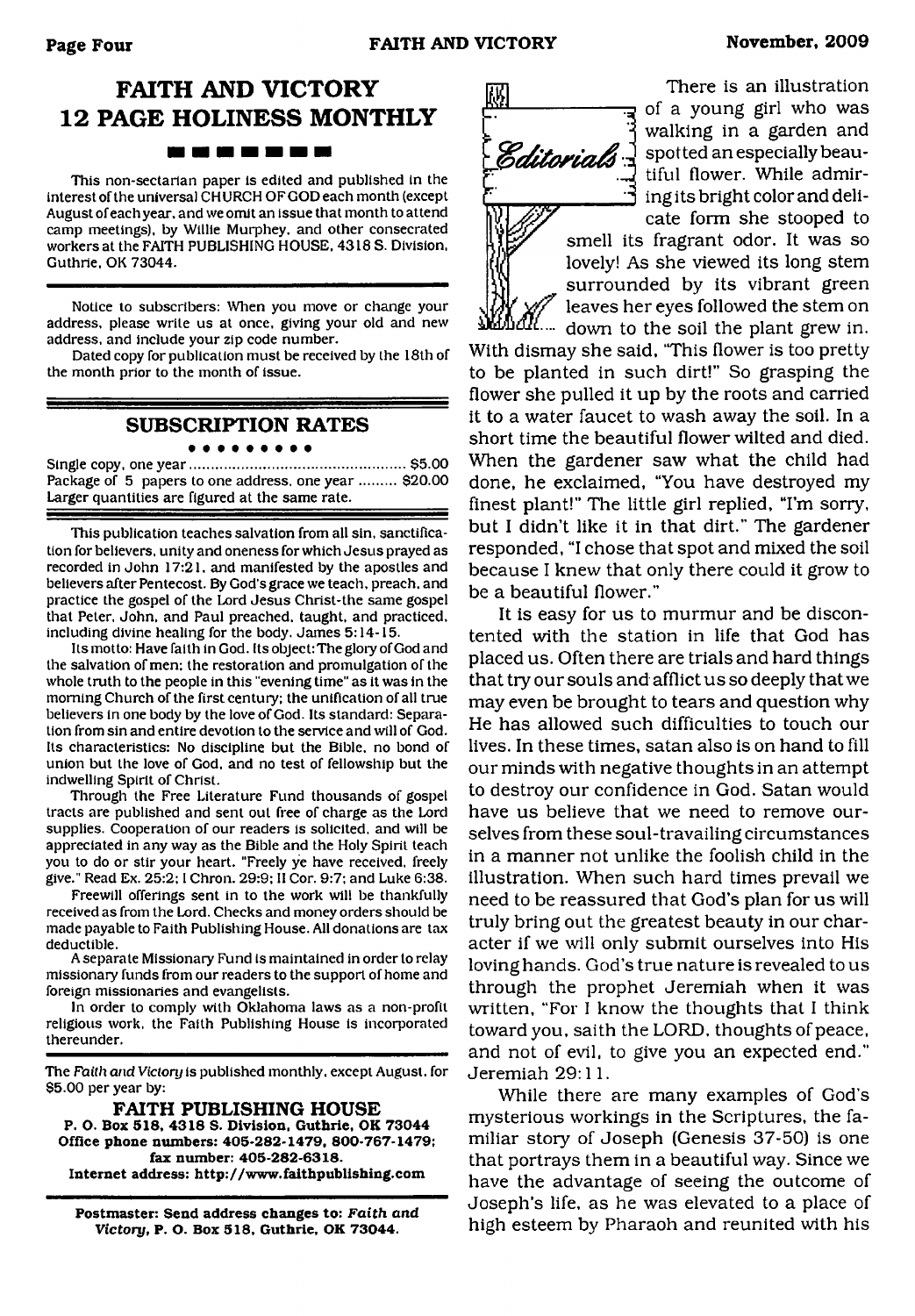## FAITH AND VICTORY 12 PAGE HOLINESS MONTHLY

This non-sectarian paper is edited and published in the interest of the universal CHURCH OF GOD each month (except August of each year, and we omit an issue that month to attend camp meetings), by Willie Murphey, and other consecrated workers at the FAITH PUBLISHING HOUSE, 4318 S. Division, Guthrie, OK 73044.

Notice to subscribers: When you move or change your address, please write us at once, giving your old and new address, and include your zip code number.

Dated copy for publication must be received by the 18th of the month prior to the month of issue.

### SUBSCRIPTION RATES

Single copy, one year .................................................. $5.00
Package of 5 papers to one address, one year ......... $20.00
Larger quantities are figured at the same rate.

This publication teaches salvation from all sin, sanctification for believers, unity and oneness for which Jesus prayed as recorded in John 17:21, and manifested by the apostles and believers after Pentecost. By God's grace we teach, preach, and practice the gospel of the Lord Jesus Christ-the same gospel that Peter, John, and Paul preached, taught, and practiced, including divine healing for the body. James 5:14-15.

Its motto: Have faith in God. Its object: The glory of God and the salvation of men; the restoration and promulgation of the whole truth to the people in this "evening time" as it was in the morning Church of the first century; the unification of all true believers in one body by the love of God. Its standard: Separation from sin and entire devotion to the service and will of God. Its characteristics: No discipline but the Bible, no bond of union but the love of God, and no test of fellowship but the indwelling Spirit of Christ.

Through the Free Literature Fund thousands of gospel tracts are published and sent out free of charge as the Lord supplies. Cooperation of our readers is solicited, and will be appreciated in any way as the Bible and the Holy Spirit teach you to do or stir your heart. "Freely ye have received, freely give." Read Ex. 25:2; I Chron. 29:9; II Cor. 9:7; and Luke 6:38.

Freewill offerings sent in to the work will be thankfully received as from the Lord. Checks and money orders should be made payable to Faith Publishing House. All donations are tax deductible.

A separate Missionary Fund is maintained in order to relay missionary funds from our readers to the support of home and foreign missionaries and evangelists.

In order to comply with Oklahoma laws as a non-profit religious work, the Faith Publishing House is incorporated thereunder.

The *Faith and Victory* is published monthly, except August, for $5.00 per year by:

**FAITH PUBLISHING HOUSE**
**P. O. Box 518, 4318 S. Division, Guthrie, OK 73044**
**Office phone numbers: 405-282-1479, 800-767-1479; fax number: 405-282-6318.**
**Internet address: http://www.faithpublishing.com**

**Postmaster: Send address changes to: *Faith and Victory*, P. O. Box 518, Guthrie, OK 73044.**

## Editorials

There is an illustration of a young girl who was walking in a garden and spotted an especially beautiful flower. While admiring its bright color and delicate form she stooped to smell its fragrant odor. It was so lovely! As she viewed its long stem surrounded by its vibrant green leaves her eyes followed the stem on down to the soil the plant grew in. With dismay she said, "This flower is too pretty to be planted in such dirt!" So grasping the flower she pulled it up by the roots and carried it to a water faucet to wash away the soil. In a short time the beautiful flower wilted and died. When the gardener saw what the child had done, he exclaimed, "You have destroyed my finest plant!" The little girl replied, "I'm sorry, but I didn't like it in that dirt." The gardener responded, "I chose that spot and mixed the soil because I knew that only there could it grow to be a beautiful flower."

It is easy for us to murmur and be discontented with the station in life that God has placed us. Often there are trials and hard things that try our souls and afflict us so deeply that we may even be brought to tears and question why He has allowed such difficulties to touch our lives. In these times, satan also is on hand to fill our minds with negative thoughts in an attempt to destroy our confidence in God. Satan would have us believe that we need to remove ourselves from these soul-travailing circumstances in a manner not unlike the foolish child in the illustration. When such hard times prevail we need to be reassured that God's plan for us will truly bring out the greatest beauty in our character if we will only submit ourselves into His loving hands. God's true nature is revealed to us through the prophet Jeremiah when it was written, "For I know the thoughts that I think toward you, saith the LORD, thoughts of peace, and not of evil, to give you an expected end." Jeremiah 29:11.

While there are many examples of God's mysterious workings in the Scriptures, the familiar story of Joseph (Genesis 37-50) is one that portrays them in a beautiful way. Since we have the advantage of seeing the outcome of Joseph's life, as he was elevated to a place of high esteem by Pharaoh and reunited with his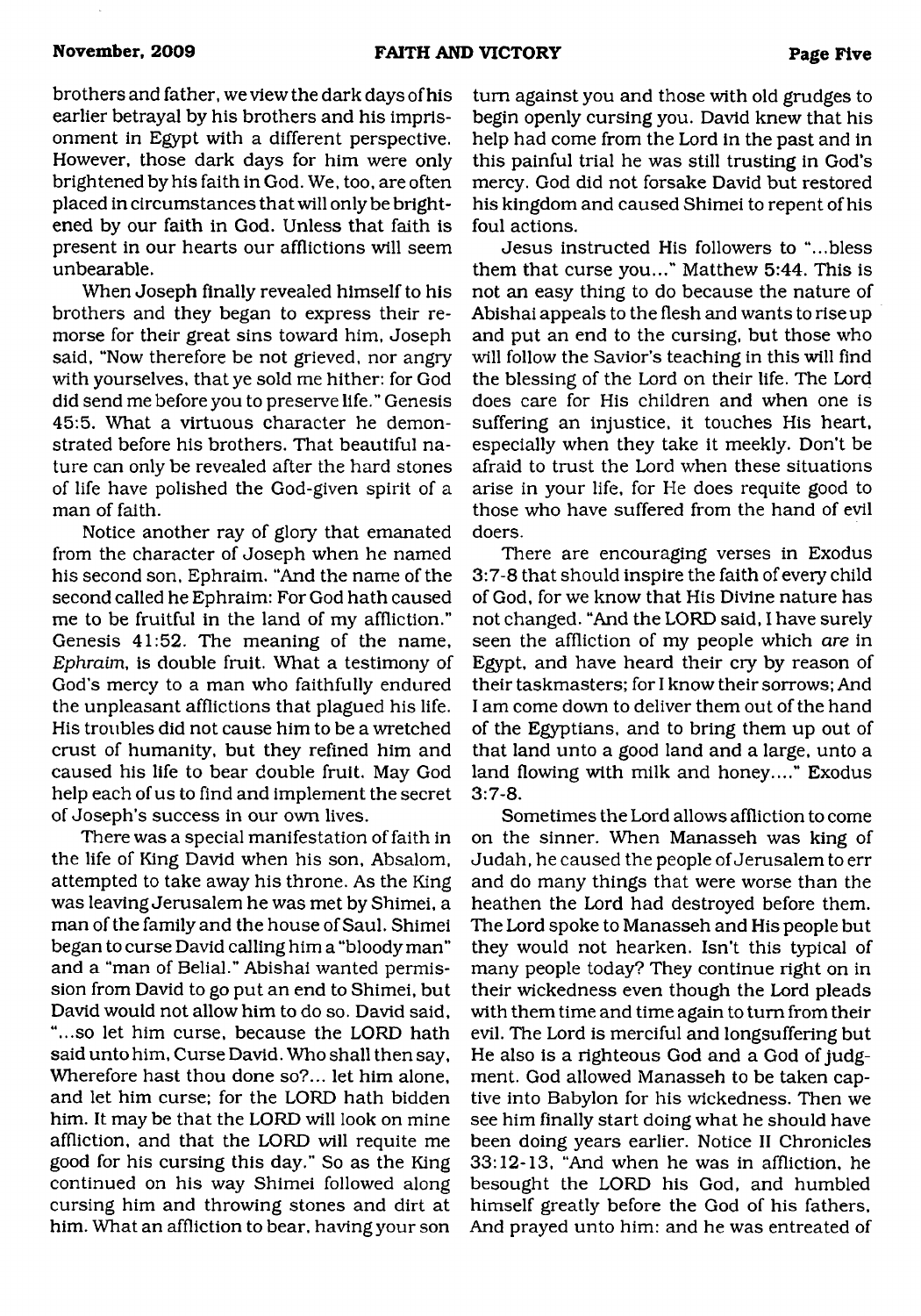brothers and father, we view the dark days of his earlier betrayal by his brothers and his imprisonment in Egypt with a different perspective. However, those dark days for him were only brightened by his faith in God. We, too, are often placed in circumstances that will only be brightened by our faith in God. Unless that faith is present in our hearts our afflictions will seem unbearable.

When Joseph finally revealed himself to his brothers and they began to express their remorse for their great sins toward him, Joseph said, "Now therefore be not grieved, nor angry with yourselves, that ye sold me hither: for God did send me before you to preserve life." Genesis 45:5. What a virtuous character he demonstrated before his brothers. That beautiful nature can only be revealed after the hard stones of life have polished the God-given spirit of a man of faith.

Notice another ray of glory that emanated from the character of Joseph when he named his second son, Ephraim. "And the name of the second called he Ephraim: For God hath caused me to be fruitful in the land of my affliction." Genesis 41:52. The meaning of the name, *Ephraim*, is double fruit. What a testimony of God's mercy to a man who faithfully endured the unpleasant afflictions that plagued his life. His troubles did not cause him to be a wretched crust of humanity, but they refined him and caused his life to bear double fruit. May God help each of us to find and implement the secret of Joseph's success in our own lives.

There was a special manifestation of faith in the life of King David when his son, Absalom, attempted to take away his throne. As the King was leaving Jerusalem he was met by Shimei, a man of the family and the house of Saul. Shimei began to curse David calling him a "bloody man" and a "man of Belial." Abishai wanted permission from David to go put an end to Shimei, but David would not allow him to do so. David said, "...so let him curse, because the LORD hath said unto him, Curse David. Who shall then say, Wherefore hast thou done so?... let him alone, and let him curse; for the LORD hath bidden him. It may be that the LORD will look on mine affliction, and that the LORD will requite me good for his cursing this day." So as the King continued on his way Shimei followed along cursing him and throwing stones and dirt at him. What an affliction to bear, having your son turn against you and those with old grudges to begin openly cursing you. David knew that his help had come from the Lord in the past and in this painful trial he was still trusting in God's mercy. God did not forsake David but restored his kingdom and caused Shimei to repent of his foul actions.

Jesus instructed His followers to "...bless them that curse you..." Matthew 5:44. This is not an easy thing to do because the nature of Abishai appeals to the flesh and wants to rise up and put an end to the cursing, but those who will follow the Savior's teaching in this will find the blessing of the Lord on their life. The Lord does care for His children and when one is suffering an injustice, it touches His heart, especially when they take it meekly. Don't be afraid to trust the Lord when these situations arise in your life, for He does requite good to those who have suffered from the hand of evil doers.

There are encouraging verses in Exodus 3:7-8 that should inspire the faith of every child of God, for we know that His Divine nature has not changed. "And the LORD said, I have surely seen the affliction of my people which *are* in Egypt, and have heard their cry by reason of their taskmasters; for I know their sorrows; And I am come down to deliver them out of the hand of the Egyptians, and to bring them up out of that land unto a good land and a large, unto a land flowing with milk and honey...." Exodus 3:7-8.

Sometimes the Lord allows affliction to come on the sinner. When Manasseh was king of Judah, he caused the people of Jerusalem to err and do many things that were worse than the heathen the Lord had destroyed before them. The Lord spoke to Manasseh and His people but they would not hearken. Isn't this typical of many people today? They continue right on in their wickedness even though the Lord pleads with them time and time again to turn from their evil. The Lord is merciful and longsuffering but He also is a righteous God and a God of judgment. God allowed Manasseh to be taken captive into Babylon for his wickedness. Then we see him finally start doing what he should have been doing years earlier. Notice II Chronicles 33:12-13, "And when he was in affliction, he besought the LORD his God, and humbled himself greatly before the God of his fathers, And prayed unto him: and he was entreated of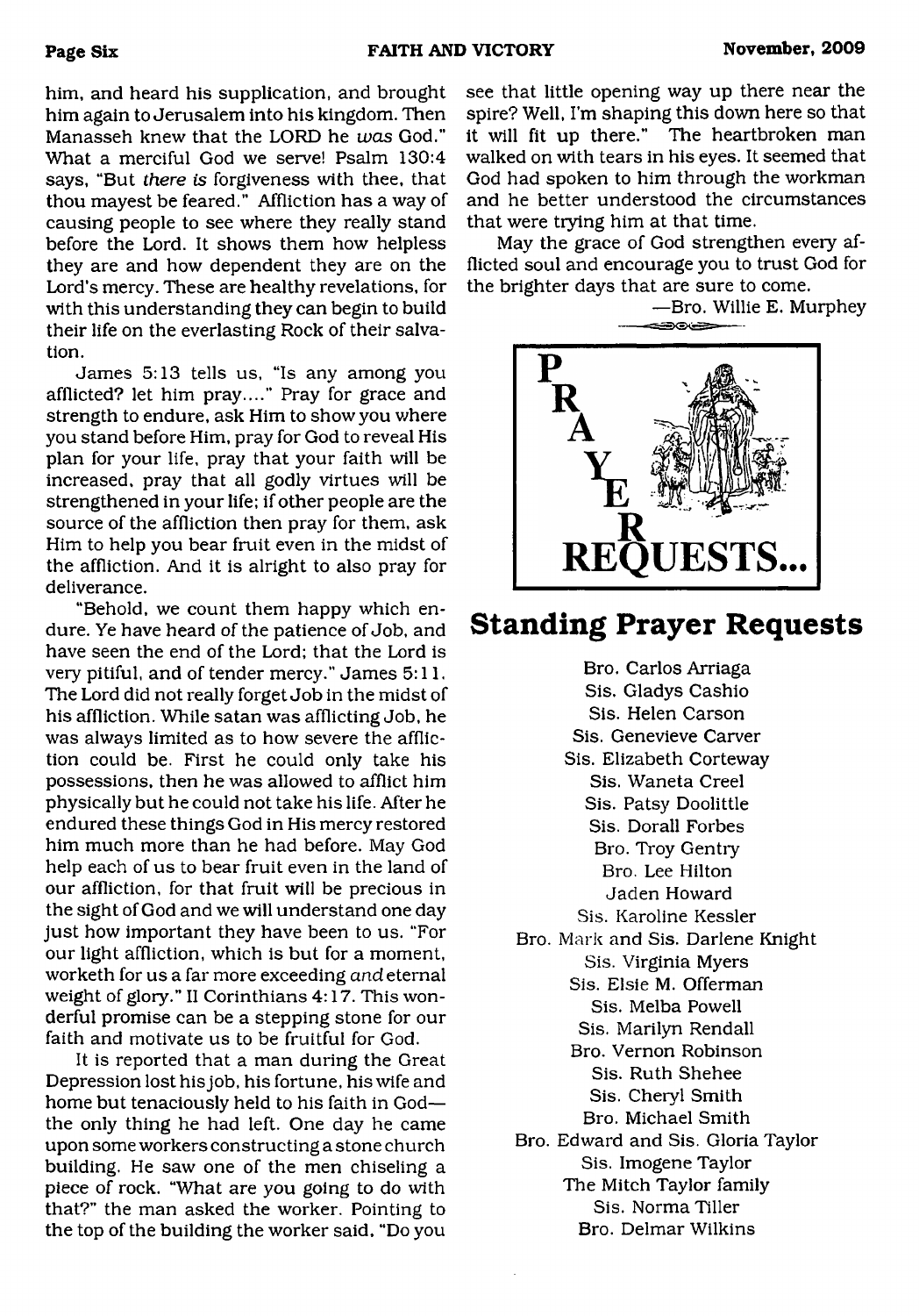him, and heard his supplication, and brought him again to Jerusalem into his kingdom. Then Manasseh knew that the LORD he *was* God." What a merciful God we serve! Psalm 130:4 says, "But *there is* forgiveness with thee, that thou mayest be feared." Affliction has a way of causing people to see where they really stand before the Lord. It shows them how helpless they are and how dependent they are on the Lord's mercy. These are healthy revelations, for with this understanding they can begin to build their life on the everlasting Rock of their salvation.

James 5:13 tells us, "Is any among you afflicted? let him pray...." Pray for grace and strength to endure, ask Him to show you where you stand before Him, pray for God to reveal His plan for your life, pray that your faith will be increased, pray that all godly virtues will be strengthened in your life; if other people are the source of the affliction then pray for them, ask Him to help you bear fruit even in the midst of the affliction. And it is alright to also pray for deliverance.

"Behold, we count them happy which endure. Ye have heard of the patience of Job, and have seen the end of the Lord; that the Lord is very pitiful, and of tender mercy." James 5:11. The Lord did not really forget Job in the midst of his affliction. While satan was afflicting Job, he was always limited as to how severe the affliction could be. First he could only take his possessions, then he was allowed to afflict him physically but he could not take his life. After he endured these things God in His mercy restored him much more than he had before. May God help each of us to bear fruit even in the land of our affliction, for that fruit will be precious in the sight of God and we will understand one day just how important they have been to us. "For our light affliction, which is but for a moment, worketh for us a far more exceeding *and* eternal weight of glory." II Corinthians 4:17. This wonderful promise can be a stepping stone for our faith and motivate us to be fruitful for God.

It is reported that a man during the Great Depression lost his job, his fortune, his wife and home but tenaciously held to his faith in God—the only thing he had left. One day he came upon some workers constructing a stone church building. He saw one of the men chiseling a piece of rock. "What are you going to do with that?" the man asked the worker. Pointing to the top of the building the worker said, "Do you see that little opening way up there near the spire? Well, I'm shaping this down here so that it will fit up there." The heartbroken man walked on with tears in his eyes. It seemed that God had spoken to him through the workman and he better understood the circumstances that were trying him at that time.

May the grace of God strengthen every afflicted soul and encourage you to trust God for the brighter days that are sure to come.

—Bro. Willie E. Murphey

PRAYER REQUESTS...

## Standing Prayer Requests

Bro. Carlos Arriaga
Sis. Gladys Cashio
Sis. Helen Carson
Sis. Genevieve Carver
Sis. Elizabeth Corteway
Sis. Waneta Creel
Sis. Patsy Doolittle
Sis. Dorall Forbes
Bro. Troy Gentry
Bro. Lee Hilton
Jaden Howard
Sis. Karoline Kessler
Bro. Mark and Sis. Darlene Knight
Sis. Virginia Myers
Sis. Elsie M. Offerman
Sis. Melba Powell
Sis. Marilyn Rendall
Bro. Vernon Robinson
Sis. Ruth Shehee
Sis. Cheryl Smith
Bro. Michael Smith
Bro. Edward and Sis. Gloria Taylor
Sis. Imogene Taylor
The Mitch Taylor family
Sis. Norma Tiller
Bro. Delmar Wilkins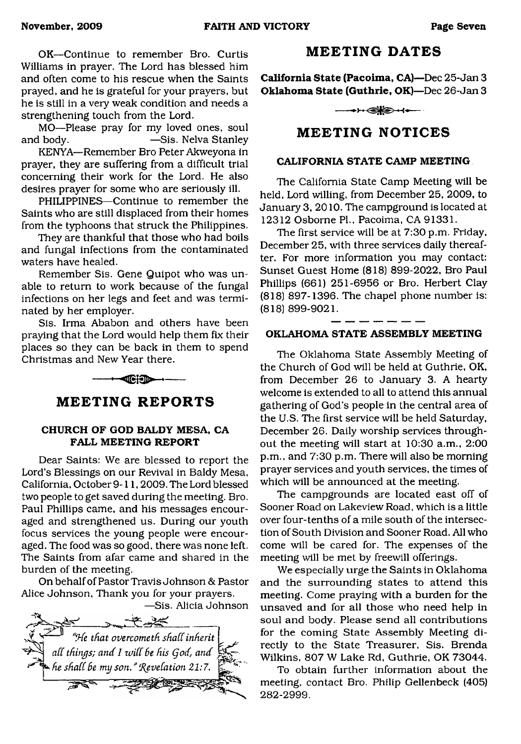OK—Continue to remember Bro. Curtis Williams in prayer. The Lord has blessed him and often come to his rescue when the Saints prayed, and he is grateful for your prayers, but he is still in a very weak condition and needs a strengthening touch from the Lord.

MO—Please pray for my loved ones, soul and body. —Sis. Nelva Stanley

KENYA—Remember Bro Peter Akweyona in prayer, they are suffering from a difficult trial concerning their work for the Lord. He also desires prayer for some who are seriously ill.

PHILIPPINES—Continue to remember the Saints who are still displaced from their homes from the typhoons that struck the Philippines.

They are thankful that those who had boils and fungal infections from the contaminated waters have healed.

Remember Sis. Gene Quipot who was unable to return to work because of the fungal infections on her legs and feet and was terminated by her employer.

Sis. Irma Ababon and others have been praying that the Lord would help them fix their places so they can be back in them to spend Christmas and New Year there.

## MEETING REPORTS

### CHURCH OF GOD BALDY MESA, CA FALL MEETING REPORT

Dear Saints: We are blessed to report the Lord's Blessings on our Revival in Baldy Mesa, California, October 9-11, 2009. The Lord blessed two people to get saved during the meeting. Bro. Paul Phillips came, and his messages encouraged and strengthened us. During our youth focus services the young people were encouraged. The food was so good, there was none left. The Saints from afar came and shared in the burden of the meeting.

On behalf of Pastor Travis Johnson & Pastor Alice Johnson, Thank you for your prayers.

—Sis. Alicia Johnson

*"He that overcometh shall inherit all things; and I will be his God, and he shall be my son." Revelation 21:7.*

## MEETING DATES

**California State (Pacoima, CA)—Dec 25-Jan 3**
**Oklahoma State (Guthrie, OK)—Dec 26-Jan 3**

## MEETING NOTICES

### CALIFORNIA STATE CAMP MEETING

The California State Camp Meeting will be held, Lord willing, from December 25, 2009, to January 3, 2010. The campground is located at 12312 Osborne Pl., Pacoima, CA 91331.

The first service will be at 7:30 p.m. Friday, December 25, with three services daily thereafter. For more information you may contact: Sunset Guest Home (818) 899-2022, Bro Paul Phillips (661) 251-6956 or Bro. Herbert Clay (818) 897-1396. The chapel phone number is: (818) 899-9021.

### OKLAHOMA STATE ASSEMBLY MEETING

The Oklahoma State Assembly Meeting of the Church of God will be held at Guthrie, OK, from December 26 to January 3. A hearty welcome is extended to all to attend this annual gathering of God's people in the central area of the U.S. The first service will be held Saturday, December 26. Daily worship services throughout the meeting will start at 10:30 a.m., 2:00 p.m., and 7:30 p.m. There will also be morning prayer services and youth services, the times of which will be announced at the meeting.

The campgrounds are located east off of Sooner Road on Lakeview Road, which is a little over four-tenths of a mile south of the intersection of South Division and Sooner Road. All who come will be cared for. The expenses of the meeting will be met by freewill offerings.

We especially urge the Saints in Oklahoma and the surrounding states to attend this meeting. Come praying with a burden for the unsaved and for all those who need help in soul and body. Please send all contributions for the coming State Assembly Meeting directly to the State Treasurer, Sis. Brenda Wilkins, 807 W Lake Rd, Guthrie, OK 73044.

To obtain further information about the meeting, contact Bro. Philip Gellenbeck (405) 282-2999.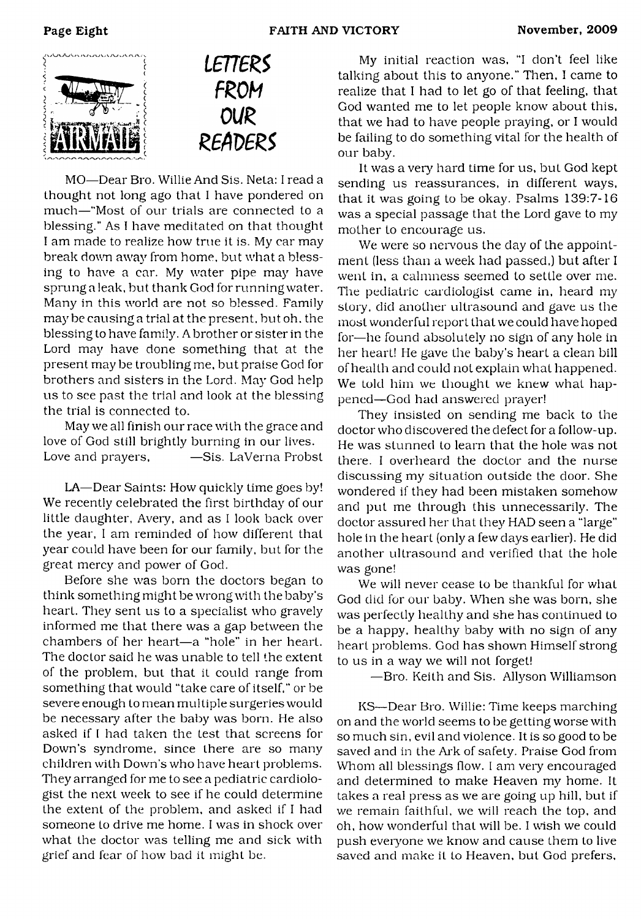# LETTERS FROM OUR READERS

MO—Dear Bro. Willie And Sis. Neta: I read a thought not long ago that I have pondered on much—"Most of our trials are connected to a blessing." As I have meditated on that thought I am made to realize how true it is. My car may break down away from home, but what a blessing to have a car. My water pipe may have sprung a leak, but thank God for running water. Many in this world are not so blessed. Family may be causing a trial at the present, but oh, the blessing to have family. A brother or sister in the Lord may have done something that at the present may be troubling me, but praise God for brothers and sisters in the Lord. May God help us to see past the trial and look at the blessing the trial is connected to.

May we all finish our race with the grace and love of God still brightly burning in our lives.
Love and prayers, —Sis. LaVerna Probst

LA—Dear Saints: How quickly time goes by! We recently celebrated the first birthday of our little daughter, Avery, and as I look back over the year, I am reminded of how different that year could have been for our family, but for the great mercy and power of God.

Before she was born the doctors began to think something might be wrong with the baby's heart. They sent us to a specialist who gravely informed me that there was a gap between the chambers of her heart—a "hole" in her heart. The doctor said he was unable to tell the extent of the problem, but that it could range from something that would "take care of itself," or be severe enough to mean multiple surgeries would be necessary after the baby was born. He also asked if I had taken the test that screens for Down's syndrome, since there are so many children with Down's who have heart problems. They arranged for me to see a pediatric cardiologist the next week to see if he could determine the extent of the problem, and asked if I had someone to drive me home. I was in shock over what the doctor was telling me and sick with grief and fear of how bad it might be.

My initial reaction was, "I don't feel like talking about this to anyone." Then, I came to realize that I had to let go of that feeling, that God wanted me to let people know about this, that we had to have people praying, or I would be failing to do something vital for the health of our baby.

It was a very hard time for us, but God kept sending us reassurances, in different ways, that it was going to be okay. Psalms 139:7-16 was a special passage that the Lord gave to my mother to encourage us.

We were so nervous the day of the appointment (less than a week had passed,) but after I went in, a calmness seemed to settle over me. The pediatric cardiologist came in, heard my story, did another ultrasound and gave us the most wonderful report that we could have hoped for—he found absolutely no sign of any hole in her heart! He gave the baby's heart a clean bill of health and could not explain what happened. We told him we thought we knew what happened—God had answered prayer!

They insisted on sending me back to the doctor who discovered the defect for a follow-up. He was stunned to learn that the hole was not there. I overheard the doctor and the nurse discussing my situation outside the door. She wondered if they had been mistaken somehow and put me through this unnecessarily. The doctor assured her that they HAD seen a "large" hole in the heart (only a few days earlier). He did another ultrasound and verified that the hole was gone!

We will never cease to be thankful for what God did for our baby. When she was born, she was perfectly healthy and she has continued to be a happy, healthy baby with no sign of any heart problems. God has shown Himself strong to us in a way we will not forget!

—Bro. Keith and Sis. Allyson Williamson

KS—Dear Bro. Willie: Time keeps marching on and the world seems to be getting worse with so much sin, evil and violence. It is so good to be saved and in the Ark of safety. Praise God from Whom all blessings flow. I am very encouraged and determined to make Heaven my home. It takes a real press as we are going up hill, but if we remain faithful, we will reach the top, and oh, how wonderful that will be. I wish we could push everyone we know and cause them to live saved and make it to Heaven, but God prefers,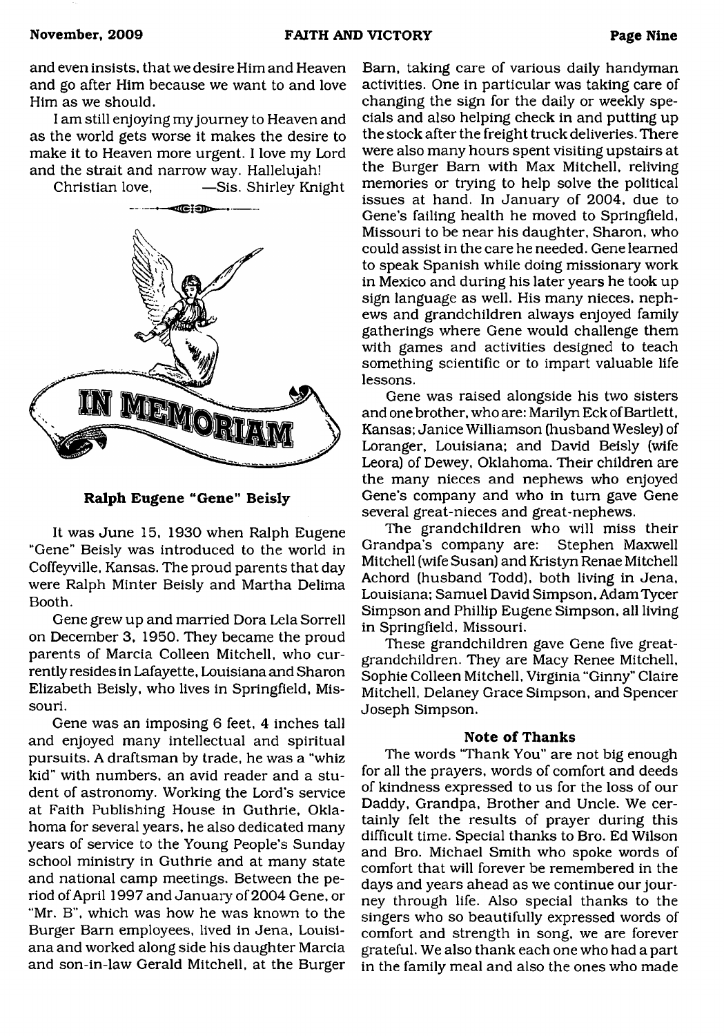and even insists, that we desire Him and Heaven and go after Him because we want to and love Him as we should.

I am still enjoying my journey to Heaven and as the world gets worse it makes the desire to make it to Heaven more urgent. I love my Lord and the strait and narrow way. Hallelujah!

Christian love, —Sis. Shirley Knight

# IN MEMORIAM

**Ralph Eugene "Gene" Beisly**

It was June 15, 1930 when Ralph Eugene "Gene" Beisly was introduced to the world in Coffeyville, Kansas. The proud parents that day were Ralph Minter Beisly and Martha Delima Booth.

Gene grew up and married Dora Lela Sorrell on December 3, 1950. They became the proud parents of Marcia Colleen Mitchell, who currently resides in Lafayette, Louisiana and Sharon Elizabeth Beisly, who lives in Springfield, Missouri.

Gene was an imposing 6 feet, 4 inches tall and enjoyed many intellectual and spiritual pursuits. A draftsman by trade, he was a "whiz kid" with numbers, an avid reader and a student of astronomy. Working the Lord's service at Faith Publishing House in Guthrie, Oklahoma for several years, he also dedicated many years of service to the Young People's Sunday school ministry in Guthrie and at many state and national camp meetings. Between the period of April 1997 and January of 2004 Gene, or "Mr. B", which was how he was known to the Burger Barn employees, lived in Jena, Louisiana and worked along side his daughter Marcia and son-in-law Gerald Mitchell, at the Burger Barn, taking care of various daily handyman activities. One in particular was taking care of changing the sign for the daily or weekly specials and also helping check in and putting up the stock after the freight truck deliveries. There were also many hours spent visiting upstairs at the Burger Barn with Max Mitchell, reliving memories or trying to help solve the political issues at hand. In January of 2004, due to Gene's failing health he moved to Springfield, Missouri to be near his daughter, Sharon, who could assist in the care he needed. Gene learned to speak Spanish while doing missionary work in Mexico and during his later years he took up sign language as well. His many nieces, nephews and grandchildren always enjoyed family gatherings where Gene would challenge them with games and activities designed to teach something scientific or to impart valuable life lessons.

Gene was raised alongside his two sisters and one brother, who are: Marilyn Eck of Bartlett, Kansas; Janice Williamson (husband Wesley) of Loranger, Louisiana; and David Beisly (wife Leora) of Dewey, Oklahoma. Their children are the many nieces and nephews who enjoyed Gene's company and who in turn gave Gene several great-nieces and great-nephews.

The grandchildren who will miss their Grandpa's company are: Stephen Maxwell Mitchell (wife Susan) and Kristyn Renae Mitchell Achord (husband Todd), both living in Jena, Louisiana; Samuel David Simpson, Adam Tycer Simpson and Phillip Eugene Simpson, all living in Springfield, Missouri.

These grandchildren gave Gene five great-grandchildren. They are Macy Renee Mitchell, Sophie Colleen Mitchell, Virginia "Ginny" Claire Mitchell, Delaney Grace Simpson, and Spencer Joseph Simpson.

**Note of Thanks**

The words "Thank You" are not big enough for all the prayers, words of comfort and deeds of kindness expressed to us for the loss of our Daddy, Grandpa, Brother and Uncle. We certainly felt the results of prayer during this difficult time. Special thanks to Bro. Ed Wilson and Bro. Michael Smith who spoke words of comfort that will forever be remembered in the days and years ahead as we continue our journey through life. Also special thanks to the singers who so beautifully expressed words of comfort and strength in song, we are forever grateful. We also thank each one who had a part in the family meal and also the ones who made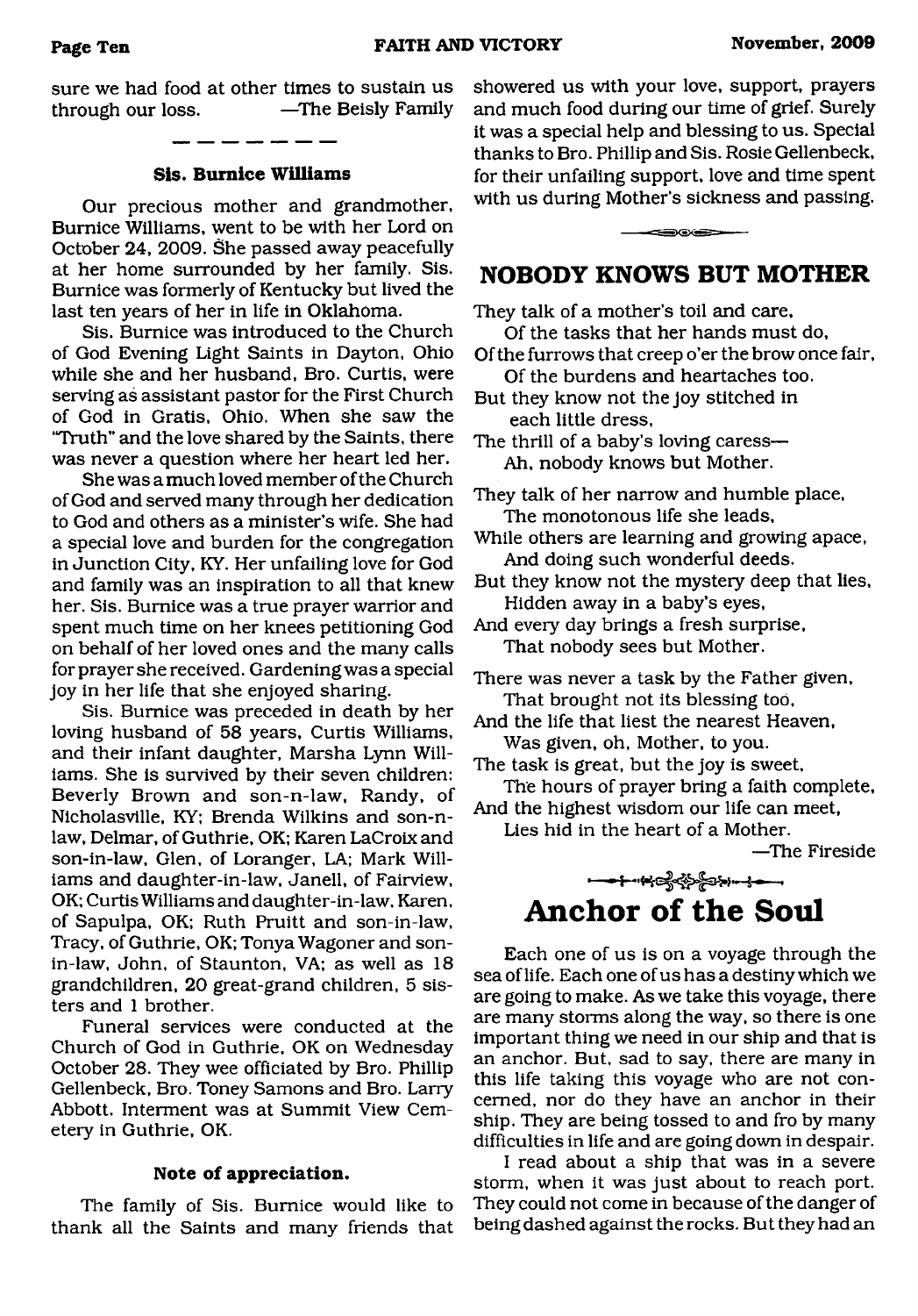sure we had food at other times to sustain us through our loss. —The Beisly Family

---

### Sis. Burnice Williams

Our precious mother and grandmother, Burnice Williams, went to be with her Lord on October 24, 2009. She passed away peacefully at her home surrounded by her family. Sis. Burnice was formerly of Kentucky but lived the last ten years of her in life in Oklahoma.

Sis. Burnice was introduced to the Church of God Evening Light Saints in Dayton, Ohio while she and her husband, Bro. Curtis, were serving as assistant pastor for the First Church of God in Gratis, Ohio. When she saw the "Truth" and the love shared by the Saints, there was never a question where her heart led her.

She was a much loved member of the Church of God and served many through her dedication to God and others as a minister's wife. She had a special love and burden for the congregation in Junction City, KY. Her unfailing love for God and family was an inspiration to all that knew her. Sis. Burnice was a true prayer warrior and spent much time on her knees petitioning God on behalf of her loved ones and the many calls for prayer she received. Gardening was a special joy in her life that she enjoyed sharing.

Sis. Burnice was preceded in death by her loving husband of 58 years, Curtis Williams, and their infant daughter, Marsha Lynn Williams. She is survived by their seven children: Beverly Brown and son-n-law, Randy, of Nicholasville, KY; Brenda Wilkins and son-n-law, Delmar, of Guthrie, OK; Karen LaCroix and son-in-law, Glen, of Loranger, LA; Mark Williams and daughter-in-law, Janell, of Fairview, OK; Curtis Williams and daughter-in-law, Karen, of Sapulpa, OK; Ruth Pruitt and son-in-law, Tracy, of Guthrie, OK; Tonya Wagoner and son-in-law, John, of Staunton, VA; as well as 18 grandchildren, 20 great-grand children, 5 sisters and 1 brother.

Funeral services were conducted at the Church of God in Guthrie, OK on Wednesday October 28. They wee officiated by Bro. Phillip Gellenbeck, Bro. Toney Samons and Bro. Larry Abbott. Interment was at Summit View Cemetery in Guthrie, OK.

#### Note of appreciation.

The family of Sis. Burnice would like to thank all the Saints and many friends that showered us with your love, support, prayers and much food during our time of grief. Surely it was a special help and blessing to us. Special thanks to Bro. Phillip and Sis. Rosie Gellenbeck, for their unfailing support, love and time spent with us during Mother's sickness and passing.

## NOBODY KNOWS BUT MOTHER

They talk of a mother's toil and care,
Of the tasks that her hands must do,
Of the furrows that creep o'er the brow once fair,
Of the burdens and heartaches too.
But they know not the joy stitched in each little dress,
The thrill of a baby's loving caress—
Ah, nobody knows but Mother.

They talk of her narrow and humble place,
The monotonous life she leads,
While others are learning and growing apace,
And doing such wonderful deeds.
But they know not the mystery deep that lies,
Hidden away in a baby's eyes,
And every day brings a fresh surprise,
That nobody sees but Mother.

There was never a task by the Father given,
That brought not its blessing too,
And the life that liest the nearest Heaven,
Was given, oh, Mother, to you.
The task is great, but the joy is sweet,
The hours of prayer bring a faith complete,
And the highest wisdom our life can meet,
Lies hid in the heart of a Mother.

—The Fireside

## Anchor of the Soul

Each one of us is on a voyage through the sea of life. Each one of us has a destiny which we are going to make. As we take this voyage, there are many storms along the way, so there is one important thing we need in our ship and that is an anchor. But, sad to say, there are many in this life taking this voyage who are not concerned, nor do they have an anchor in their ship. They are being tossed to and fro by many difficulties in life and are going down in despair.

I read about a ship that was in a severe storm, when it was just about to reach port. They could not come in because of the danger of being dashed against the rocks. But they had an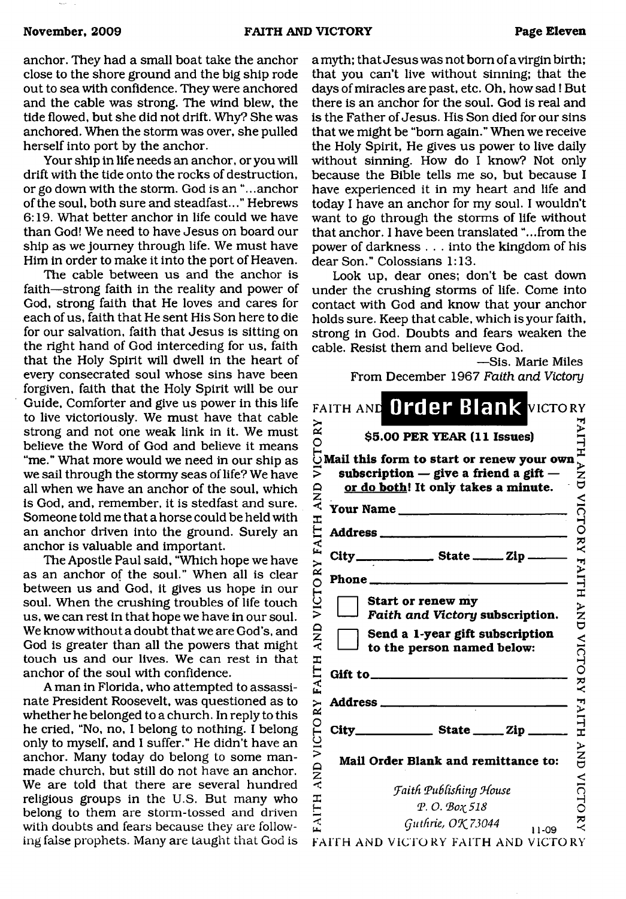anchor. They had a small boat take the anchor close to the shore ground and the big ship rode out to sea with confidence. They were anchored and the cable was strong. The wind blew, the tide flowed, but she did not drift. Why? She was anchored. When the storm was over, she pulled herself into port by the anchor.

Your ship in life needs an anchor, or you will drift with the tide onto the rocks of destruction, or go down with the storm. God is an "...anchor of the soul, both sure and steadfast..." Hebrews 6:19. What better anchor in life could we have than God! We need to have Jesus on board our ship as we journey through life. We must have Him in order to make it into the port of Heaven.

The cable between us and the anchor is faith—strong faith in the reality and power of God, strong faith that He loves and cares for each of us, faith that He sent His Son here to die for our salvation, faith that Jesus is sitting on the right hand of God interceding for us, faith that the Holy Spirit will dwell in the heart of every consecrated soul whose sins have been forgiven, faith that the Holy Spirit will be our Guide, Comforter and give us power in this life to live victoriously. We must have that cable strong and not one weak link in it. We must believe the Word of God and believe it means "me." What more would we need in our ship as we sail through the stormy seas of life? We have all when we have an anchor of the soul, which is God, and, remember, it is stedfast and sure. Someone told me that a horse could be held with an anchor driven into the ground. Surely an anchor is valuable and important.

The Apostle Paul said, "Which hope we have as an anchor of the soul." When all is clear between us and God, it gives us hope in our soul. When the crushing troubles of life touch us, we can rest in that hope we have in our soul. We know without a doubt that we are God's, and God is greater than all the powers that might touch us and our lives. We can rest in that anchor of the soul with confidence.

A man in Florida, who attempted to assassinate President Roosevelt, was questioned as to whether he belonged to a church. In reply to this he cried, "No, no, I belong to nothing. I belong only to myself, and I suffer." He didn't have an anchor. Many today do belong to some man-made church, but still do not have an anchor. We are told that there are several hundred religious groups in the U.S. But many who belong to them are storm-tossed and driven with doubts and fears because they are following false prophets. Many are taught that God is a myth; that Jesus was not born of a virgin birth; that you can't live without sinning; that the days of miracles are past, etc. Oh, how sad! But there is an anchor for the soul. God is real and is the Father of Jesus. His Son died for our sins that we might be "born again." When we receive the Holy Spirit, He gives us power to live daily without sinning. How do I know? Not only because the Bible tells me so, but because I have experienced it in my heart and life and today I have an anchor for my soul. I wouldn't want to go through the storms of life without that anchor. I have been translated "...from the power of darkness . . . into the kingdom of his dear Son." Colossians 1:13.

Look up, dear ones; don't be cast down under the crushing storms of life. Come into contact with God and know that your anchor holds sure. Keep that cable, which is your faith, strong in God. Doubts and fears weaken the cable. Resist them and believe God.

—Sis. Marie Miles

From December 1967 *Faith and Victory*

## FAITH AND VICTORY Order Blank

**$5.00 PER YEAR (11 Issues)**

**Mail this form to start or renew your own subscription — give a friend a gift — or do both! It only takes a minute.**

**Your Name** ____________________

**Address** ____________________

**City** __________ **State** _____ **Zip** _____

**Phone** ____________________

☐ **Start or renew my *Faith and Victory* subscription.**

☐ **Send a 1-year gift subscription to the person named below:**

**Gift to** ____________________

**Address** ____________________

**City** __________ **State** _____ **Zip** _____

**Mail Order Blank and remittance to:**

*Faith Publishing House*
*P. O. Box 518*
*Guthrie, OK 73044*

11-09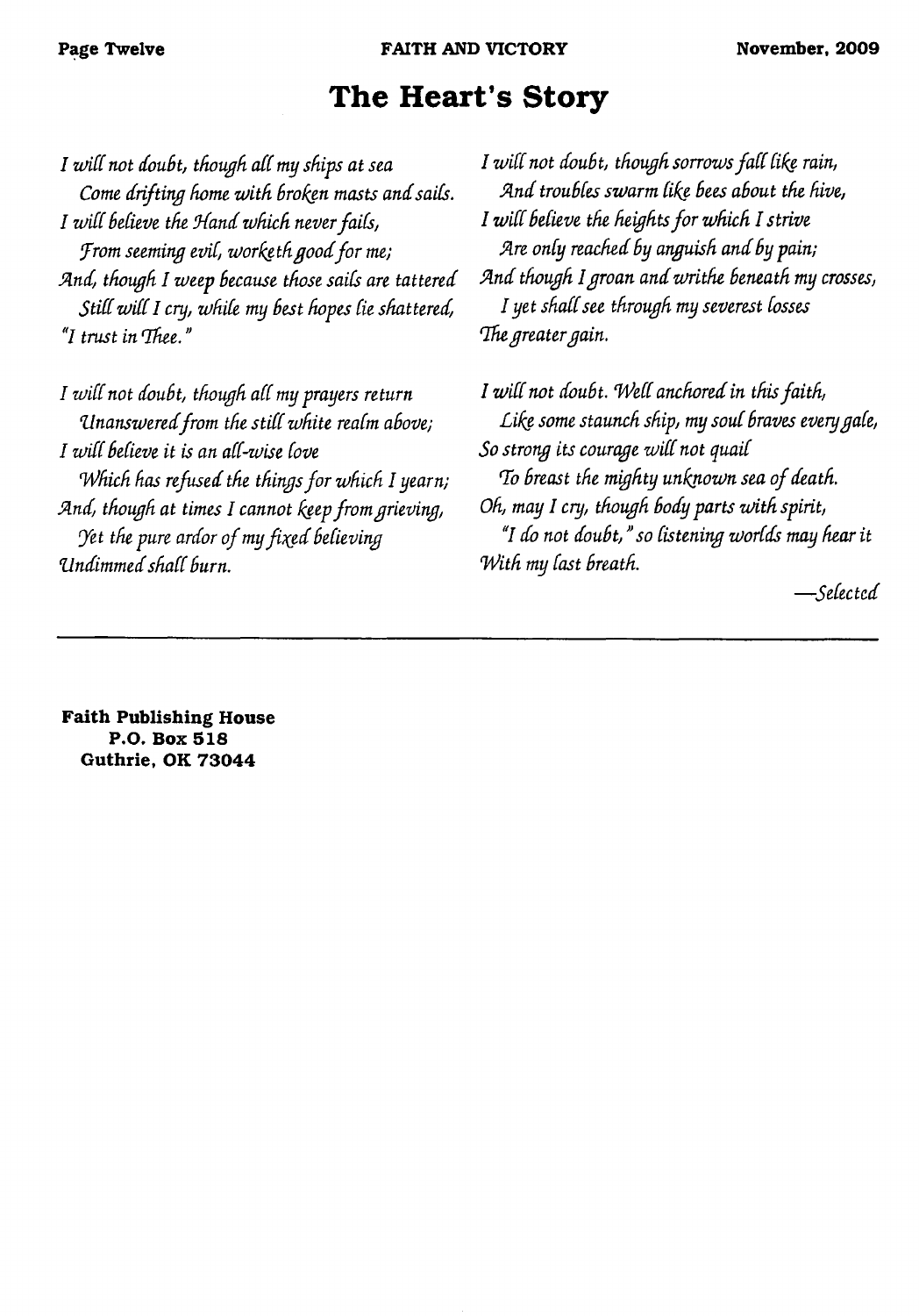# The Heart's Story

*I will not doubt, though all my ships at sea*
*Come drifting home with broken masts and sails.*
*I will believe the Hand which never fails,*
*From seeming evil, worketh good for me;*
*And, though I weep because those sails are tattered*
*Still will I cry, while my best hopes lie shattered,*
*"I trust in Thee."*

*I will not doubt, though all my prayers return*
*Unanswered from the still white realm above;*
*I will believe it is an all-wise love*
*Which has refused the things for which I yearn;*
*And, though at times I cannot keep from grieving,*
*Yet the pure ardor of my fixed believing*
*Undimmed shall burn.*

*I will not doubt, though sorrows fall like rain,*
*And troubles swarm like bees about the hive,*
*I will believe the heights for which I strive*
*Are only reached by anguish and by pain;*
*And though I groan and writhe beneath my crosses,*
*I yet shall see through my severest losses*
*The greater gain.*

*I will not doubt. Well anchored in this faith,*
*Like some staunch ship, my soul braves every gale,*
*So strong its courage will not quail*
*To breast the mighty unknown sea of death.*
*Oh, may I cry, though body parts with spirit,*
*"I do not doubt," so listening worlds may hear it*
*With my last breath.*

*—Selected*

---

**Faith Publishing House**
**P.O. Box 518**
**Guthrie, OK 73044**